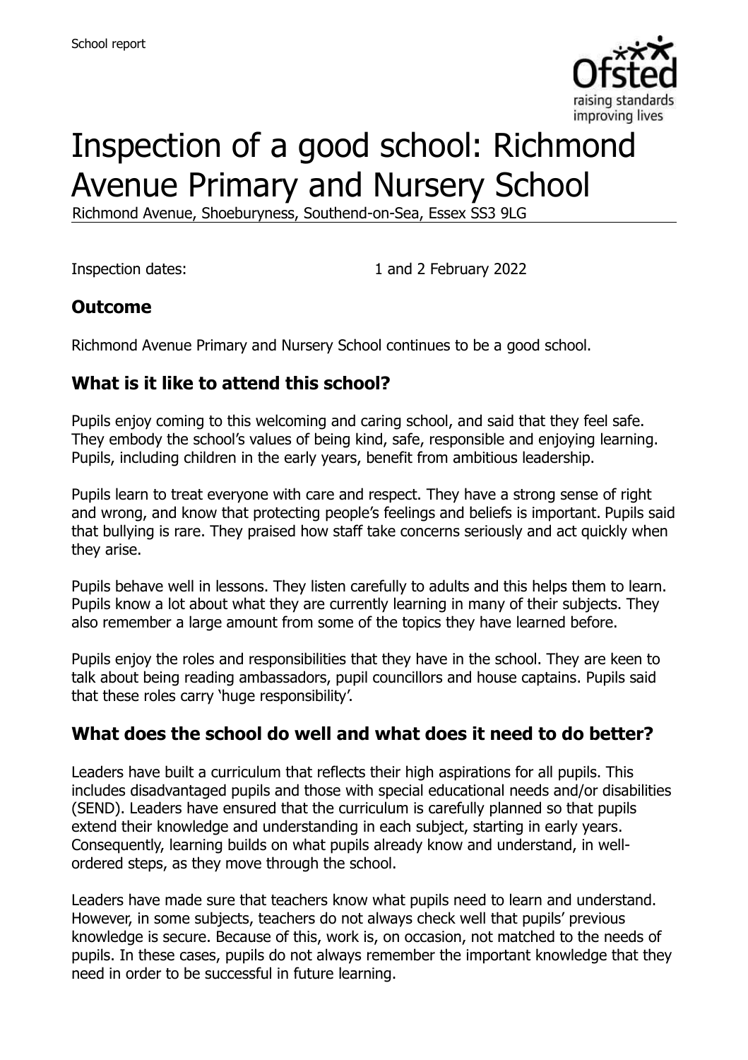School report

# Inspection of a good school: Richmond Avenue Primary and Nursery School

Richmond Avenue, Shoeburyness, Southend-on-Sea, Essex SS3 9LG

Inspection dates: 1 and 2 February 2022

## Outcome

Richmond Avenue Primary and Nursery School continues to be a good school.

## What is it like to attend this school?

Pupils enjoy coming to this welcoming and caring school, and said that they feel safe. They embody the school's values of being kind, safe, responsible and enjoying learning. Pupils, including children in the early years, benefit from ambitious leadership.

Pupils learn to treat everyone with care and respect. They have a strong sense of right and wrong, and know that protecting people's feelings and beliefs is important. Pupils said that bullying is rare. They praised how staff take concerns seriously and act quickly when they arise.

Pupils behave well in lessons. They listen carefully to adults and this helps them to learn. Pupils know a lot about what they are currently learning in many of their subjects. They also remember a large amount from some of the topics they have learned before.

Pupils enjoy the roles and responsibilities that they have in the school. They are keen to talk about being reading ambassadors, pupil councillors and house captains. Pupils said that these roles carry 'huge responsibility'.

## What does the school do well and what does it need to do better?

Leaders have built a curriculum that reflects their high aspirations for all pupils. This includes disadvantaged pupils and those with special educational needs and/or disabilities (SEND). Leaders have ensured that the curriculum is carefully planned so that pupils extend their knowledge and understanding in each subject, starting in early years. Consequently, learning builds on what pupils already know and understand, in well-ordered steps, as they move through the school.

Leaders have made sure that teachers know what pupils need to learn and understand. However, in some subjects, teachers do not always check well that pupils' previous knowledge is secure. Because of this, work is, on occasion, not matched to the needs of pupils. In these cases, pupils do not always remember the important knowledge that they need in order to be successful in future learning.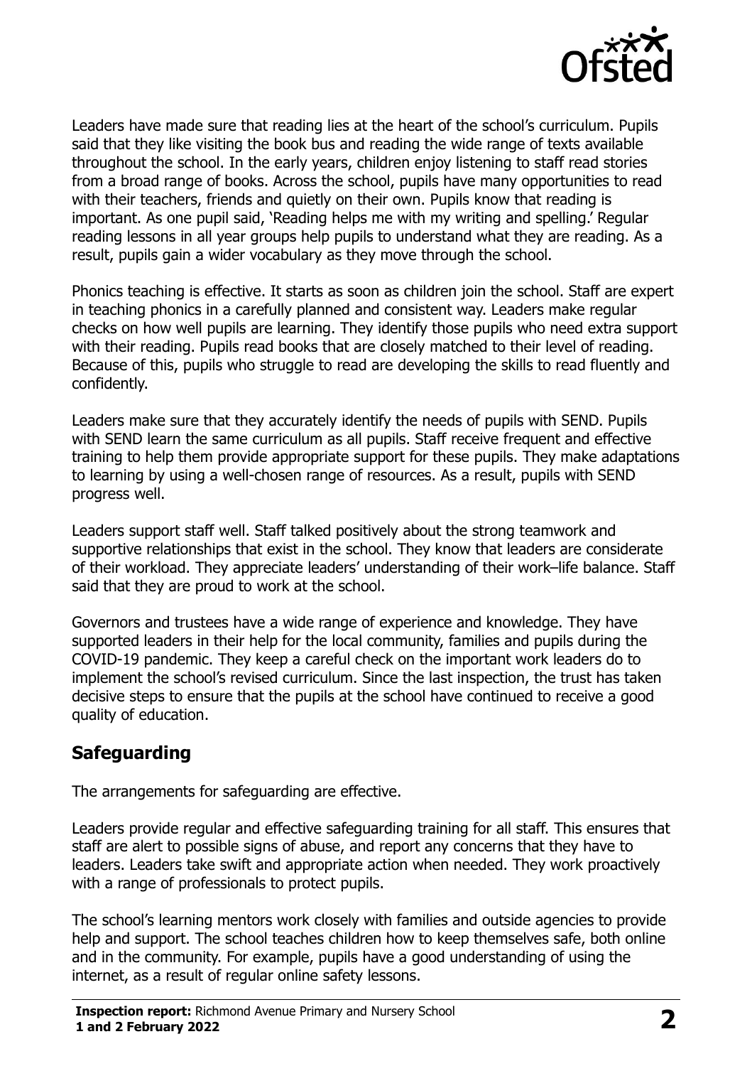Leaders have made sure that reading lies at the heart of the school's curriculum. Pupils said that they like visiting the book bus and reading the wide range of texts available throughout the school. In the early years, children enjoy listening to staff read stories from a broad range of books. Across the school, pupils have many opportunities to read with their teachers, friends and quietly on their own. Pupils know that reading is important. As one pupil said, 'Reading helps me with my writing and spelling.' Regular reading lessons in all year groups help pupils to understand what they are reading. As a result, pupils gain a wider vocabulary as they move through the school.

Phonics teaching is effective. It starts as soon as children join the school. Staff are expert in teaching phonics in a carefully planned and consistent way. Leaders make regular checks on how well pupils are learning. They identify those pupils who need extra support with their reading. Pupils read books that are closely matched to their level of reading. Because of this, pupils who struggle to read are developing the skills to read fluently and confidently.

Leaders make sure that they accurately identify the needs of pupils with SEND. Pupils with SEND learn the same curriculum as all pupils. Staff receive frequent and effective training to help them provide appropriate support for these pupils. They make adaptations to learning by using a well-chosen range of resources. As a result, pupils with SEND progress well.

Leaders support staff well. Staff talked positively about the strong teamwork and supportive relationships that exist in the school. They know that leaders are considerate of their workload. They appreciate leaders' understanding of their work–life balance. Staff said that they are proud to work at the school.

Governors and trustees have a wide range of experience and knowledge. They have supported leaders in their help for the local community, families and pupils during the COVID-19 pandemic. They keep a careful check on the important work leaders do to implement the school's revised curriculum. Since the last inspection, the trust has taken decisive steps to ensure that the pupils at the school have continued to receive a good quality of education.

## Safeguarding

The arrangements for safeguarding are effective.

Leaders provide regular and effective safeguarding training for all staff. This ensures that staff are alert to possible signs of abuse, and report any concerns that they have to leaders. Leaders take swift and appropriate action when needed. They work proactively with a range of professionals to protect pupils.

The school's learning mentors work closely with families and outside agencies to provide help and support. The school teaches children how to keep themselves safe, both online and in the community. For example, pupils have a good understanding of using the internet, as a result of regular online safety lessons.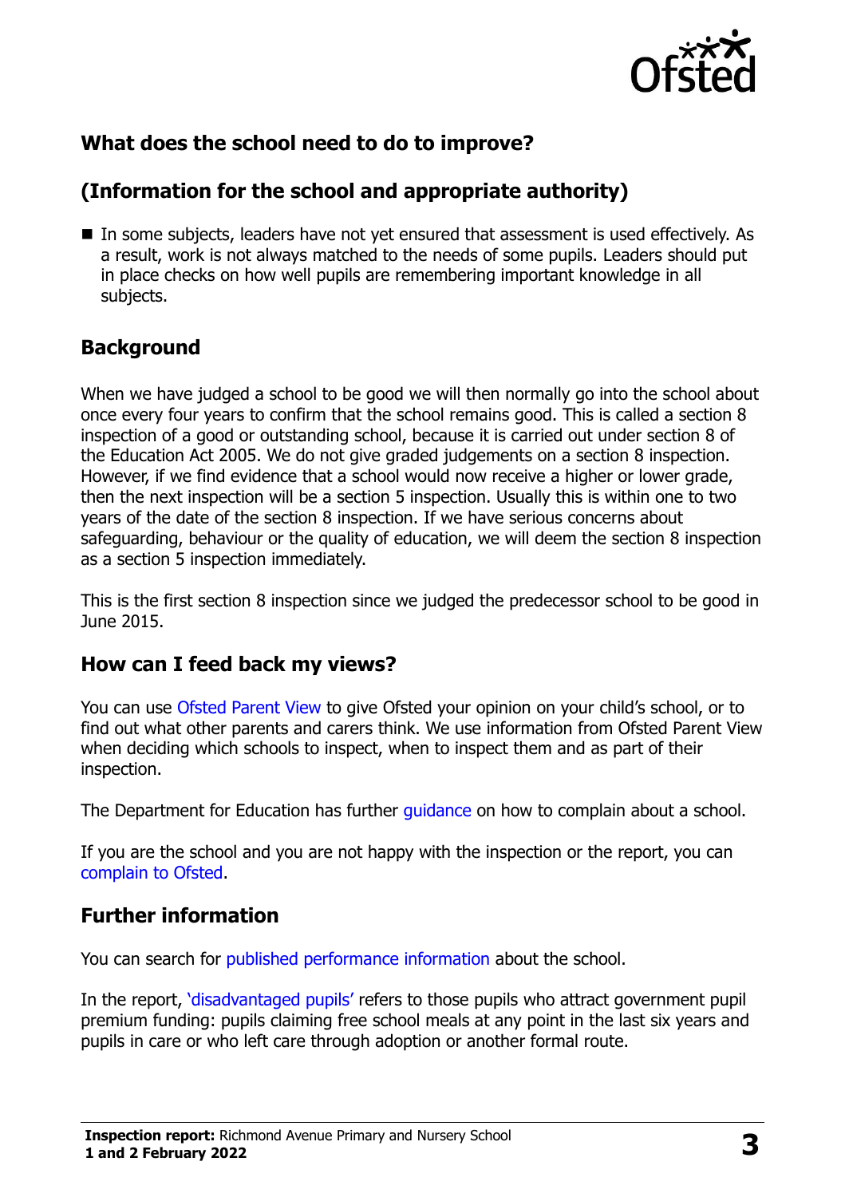## What does the school need to do to improve?

## (Information for the school and appropriate authority)

- In some subjects, leaders have not yet ensured that assessment is used effectively. As a result, work is not always matched to the needs of some pupils. Leaders should put in place checks on how well pupils are remembering important knowledge in all subjects.

## Background

When we have judged a school to be good we will then normally go into the school about once every four years to confirm that the school remains good. This is called a section 8 inspection of a good or outstanding school, because it is carried out under section 8 of the Education Act 2005. We do not give graded judgements on a section 8 inspection. However, if we find evidence that a school would now receive a higher or lower grade, then the next inspection will be a section 5 inspection. Usually this is within one to two years of the date of the section 8 inspection. If we have serious concerns about safeguarding, behaviour or the quality of education, we will deem the section 8 inspection as a section 5 inspection immediately.

This is the first section 8 inspection since we judged the predecessor school to be good in June 2015.

## How can I feed back my views?

You can use Ofsted Parent View to give Ofsted your opinion on your child's school, or to find out what other parents and carers think. We use information from Ofsted Parent View when deciding which schools to inspect, when to inspect them and as part of their inspection.

The Department for Education has further guidance on how to complain about a school.

If you are the school and you are not happy with the inspection or the report, you can complain to Ofsted.

## Further information

You can search for published performance information about the school.

In the report, 'disadvantaged pupils' refers to those pupils who attract government pupil premium funding: pupils claiming free school meals at any point in the last six years and pupils in care or who left care through adoption or another formal route.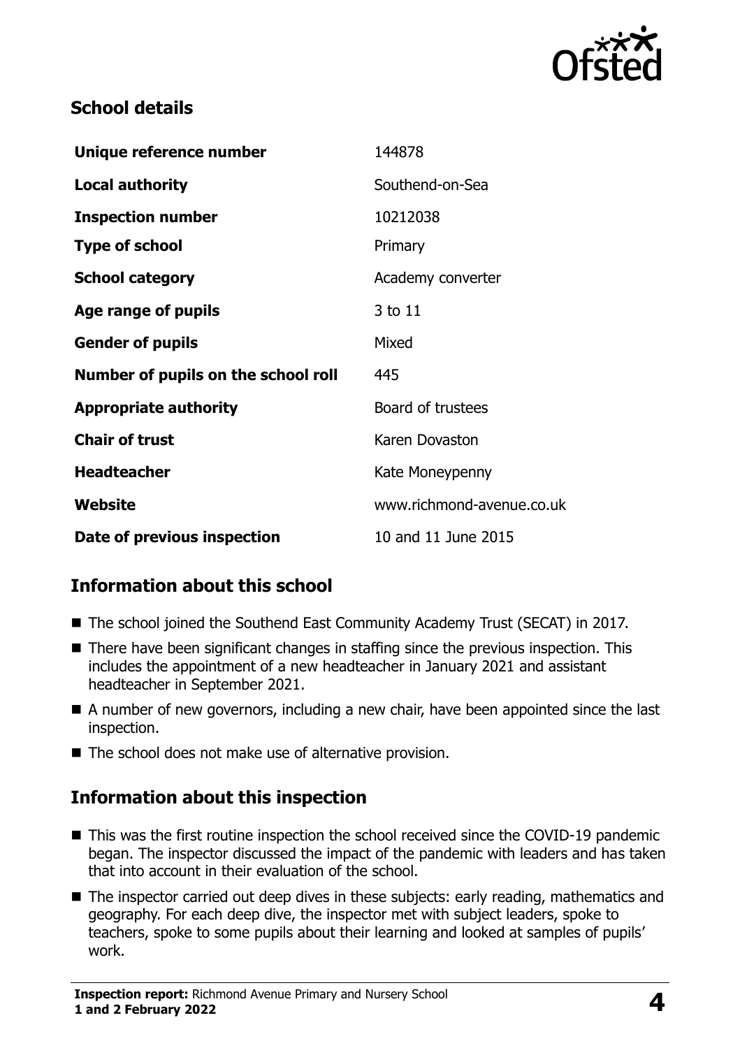## School details

| | |
|---|---|
| **Unique reference number** | 144878 |
| **Local authority** | Southend-on-Sea |
| **Inspection number** | 10212038 |
| **Type of school** | Primary |
| **School category** | Academy converter |
| **Age range of pupils** | 3 to 11 |
| **Gender of pupils** | Mixed |
| **Number of pupils on the school roll** | 445 |
| **Appropriate authority** | Board of trustees |
| **Chair of trust** | Karen Dovaston |
| **Headteacher** | Kate Moneypenny |
| **Website** | www.richmond-avenue.co.uk |
| **Date of previous inspection** | 10 and 11 June 2015 |

## Information about this school

- The school joined the Southend East Community Academy Trust (SECAT) in 2017.
- There have been significant changes in staffing since the previous inspection. This includes the appointment of a new headteacher in January 2021 and assistant headteacher in September 2021.
- A number of new governors, including a new chair, have been appointed since the last inspection.
- The school does not make use of alternative provision.

## Information about this inspection

- This was the first routine inspection the school received since the COVID-19 pandemic began. The inspector discussed the impact of the pandemic with leaders and has taken that into account in their evaluation of the school.
- The inspector carried out deep dives in these subjects: early reading, mathematics and geography. For each deep dive, the inspector met with subject leaders, spoke to teachers, spoke to some pupils about their learning and looked at samples of pupils' work.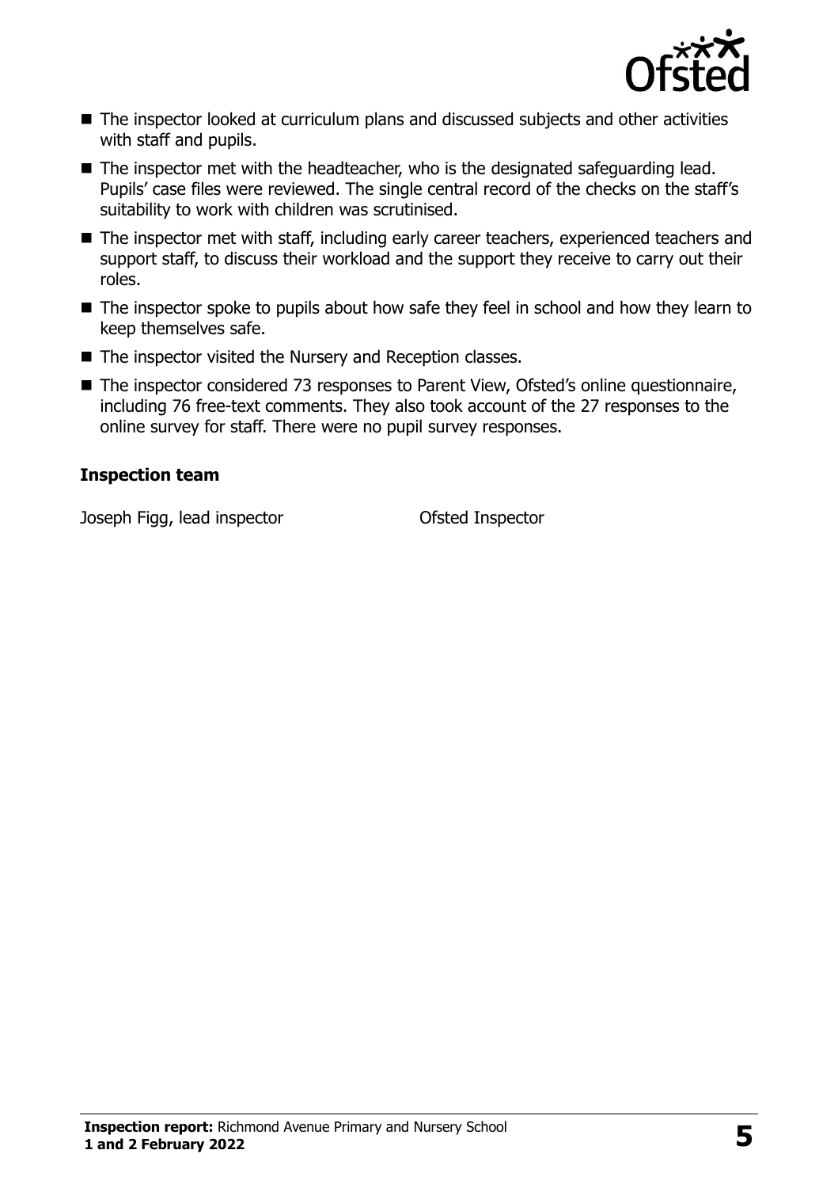- The inspector looked at curriculum plans and discussed subjects and other activities with staff and pupils.
- The inspector met with the headteacher, who is the designated safeguarding lead. Pupils' case files were reviewed. The single central record of the checks on the staff's suitability to work with children was scrutinised.
- The inspector met with staff, including early career teachers, experienced teachers and support staff, to discuss their workload and the support they receive to carry out their roles.
- The inspector spoke to pupils about how safe they feel in school and how they learn to keep themselves safe.
- The inspector visited the Nursery and Reception classes.
- The inspector considered 73 responses to Parent View, Ofsted's online questionnaire, including 76 free-text comments. They also took account of the 27 responses to the online survey for staff. There were no pupil survey responses.

### Inspection team

| | |
|---|---|
| Joseph Figg, lead inspector | Ofsted Inspector |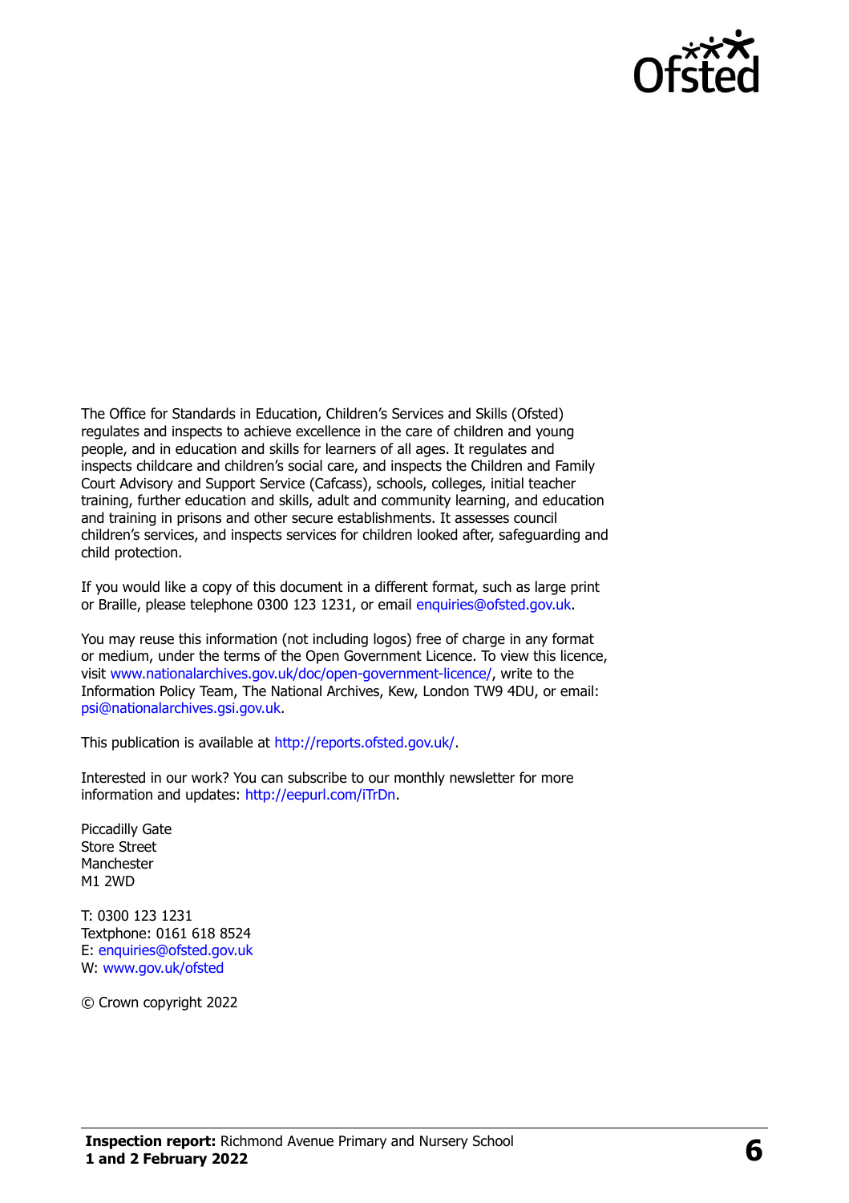The Office for Standards in Education, Children's Services and Skills (Ofsted) regulates and inspects to achieve excellence in the care of children and young people, and in education and skills for learners of all ages. It regulates and inspects childcare and children's social care, and inspects the Children and Family Court Advisory and Support Service (Cafcass), schools, colleges, initial teacher training, further education and skills, adult and community learning, and education and training in prisons and other secure establishments. It assesses council children's services, and inspects services for children looked after, safeguarding and child protection.

If you would like a copy of this document in a different format, such as large print or Braille, please telephone 0300 123 1231, or email enquiries@ofsted.gov.uk.

You may reuse this information (not including logos) free of charge in any format or medium, under the terms of the Open Government Licence. To view this licence, visit www.nationalarchives.gov.uk/doc/open-government-licence/, write to the Information Policy Team, The National Archives, Kew, London TW9 4DU, or email: psi@nationalarchives.gsi.gov.uk.

This publication is available at http://reports.ofsted.gov.uk/.

Interested in our work? You can subscribe to our monthly newsletter for more information and updates: http://eepurl.com/iTrDn.

Piccadilly Gate
Store Street
Manchester
M1 2WD

T: 0300 123 1231
Textphone: 0161 618 8524
E: enquiries@ofsted.gov.uk
W: www.gov.uk/ofsted

© Crown copyright 2022